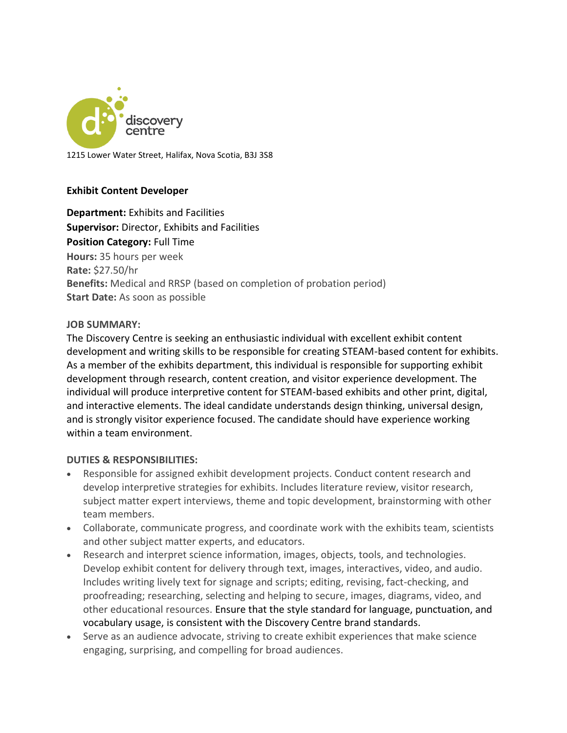1215 Lower Water Street, Halifax, Nova Scotia, B3J 3S8

**Exhibit Content Developer**

**Department:** Exhibits and Facilities
**Supervisor:** Director, Exhibits and Facilities
**Position Category:** Full Time
**Hours:** 35 hours per week
**Rate:** $27.50/hr
**Benefits:** Medical and RRSP (based on completion of probation period)
**Start Date:** As soon as possible

**JOB SUMMARY:**

The Discovery Centre is seeking an enthusiastic individual with excellent exhibit content development and writing skills to be responsible for creating STEAM-based content for exhibits. As a member of the exhibits department, this individual is responsible for supporting exhibit development through research, content creation, and visitor experience development. The individual will produce interpretive content for STEAM-based exhibits and other print, digital, and interactive elements. The ideal candidate understands design thinking, universal design, and is strongly visitor experience focused. The candidate should have experience working within a team environment.

**DUTIES & RESPONSIBILITIES:**

- Responsible for assigned exhibit development projects. Conduct content research and develop interpretive strategies for exhibits. Includes literature review, visitor research, subject matter expert interviews, theme and topic development, brainstorming with other team members.
- Collaborate, communicate progress, and coordinate work with the exhibits team, scientists and other subject matter experts, and educators.
- Research and interpret science information, images, objects, tools, and technologies. Develop exhibit content for delivery through text, images, interactives, video, and audio. Includes writing lively text for signage and scripts; editing, revising, fact-checking, and proofreading; researching, selecting and helping to secure, images, diagrams, video, and other educational resources. Ensure that the style standard for language, punctuation, and vocabulary usage, is consistent with the Discovery Centre brand standards.
- Serve as an audience advocate, striving to create exhibit experiences that make science engaging, surprising, and compelling for broad audiences.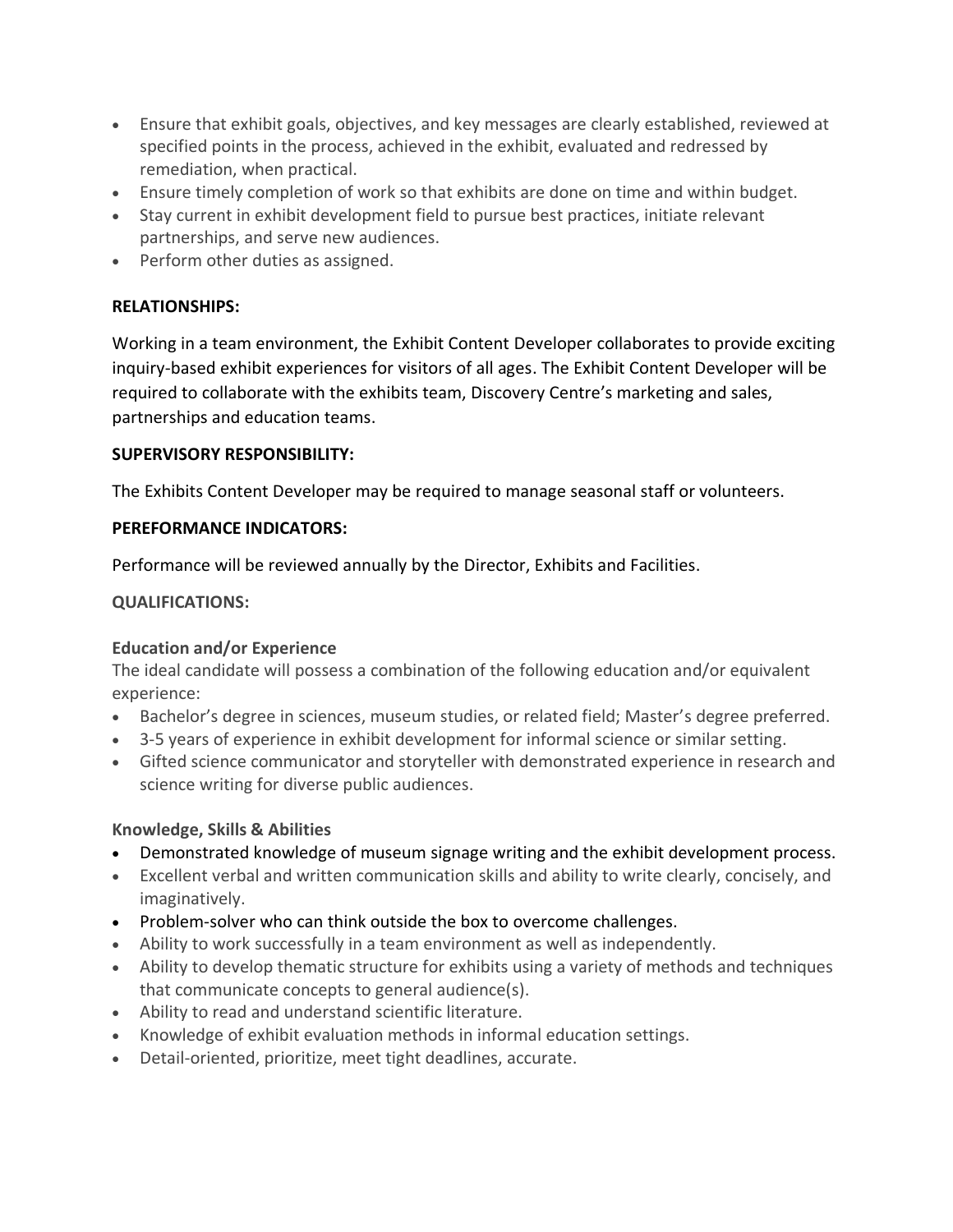- Ensure that exhibit goals, objectives, and key messages are clearly established, reviewed at specified points in the process, achieved in the exhibit, evaluated and redressed by remediation, when practical.
- Ensure timely completion of work so that exhibits are done on time and within budget.
- Stay current in exhibit development field to pursue best practices, initiate relevant partnerships, and serve new audiences.
- Perform other duties as assigned.

**RELATIONSHIPS:**

Working in a team environment, the Exhibit Content Developer collaborates to provide exciting inquiry-based exhibit experiences for visitors of all ages. The Exhibit Content Developer will be required to collaborate with the exhibits team, Discovery Centre's marketing and sales, partnerships and education teams.

**SUPERVISORY RESPONSIBILITY:**

The Exhibits Content Developer may be required to manage seasonal staff or volunteers.

**PEREFORMANCE INDICATORS:**

Performance will be reviewed annually by the Director, Exhibits and Facilities.

**QUALIFICATIONS:**

**Education and/or Experience**

The ideal candidate will possess a combination of the following education and/or equivalent experience:

- Bachelor's degree in sciences, museum studies, or related field; Master's degree preferred.
- 3-5 years of experience in exhibit development for informal science or similar setting.
- Gifted science communicator and storyteller with demonstrated experience in research and science writing for diverse public audiences.

**Knowledge, Skills & Abilities**

- Demonstrated knowledge of museum signage writing and the exhibit development process.
- Excellent verbal and written communication skills and ability to write clearly, concisely, and imaginatively.
- Problem-solver who can think outside the box to overcome challenges.
- Ability to work successfully in a team environment as well as independently.
- Ability to develop thematic structure for exhibits using a variety of methods and techniques that communicate concepts to general audience(s).
- Ability to read and understand scientific literature.
- Knowledge of exhibit evaluation methods in informal education settings.
- Detail-oriented, prioritize, meet tight deadlines, accurate.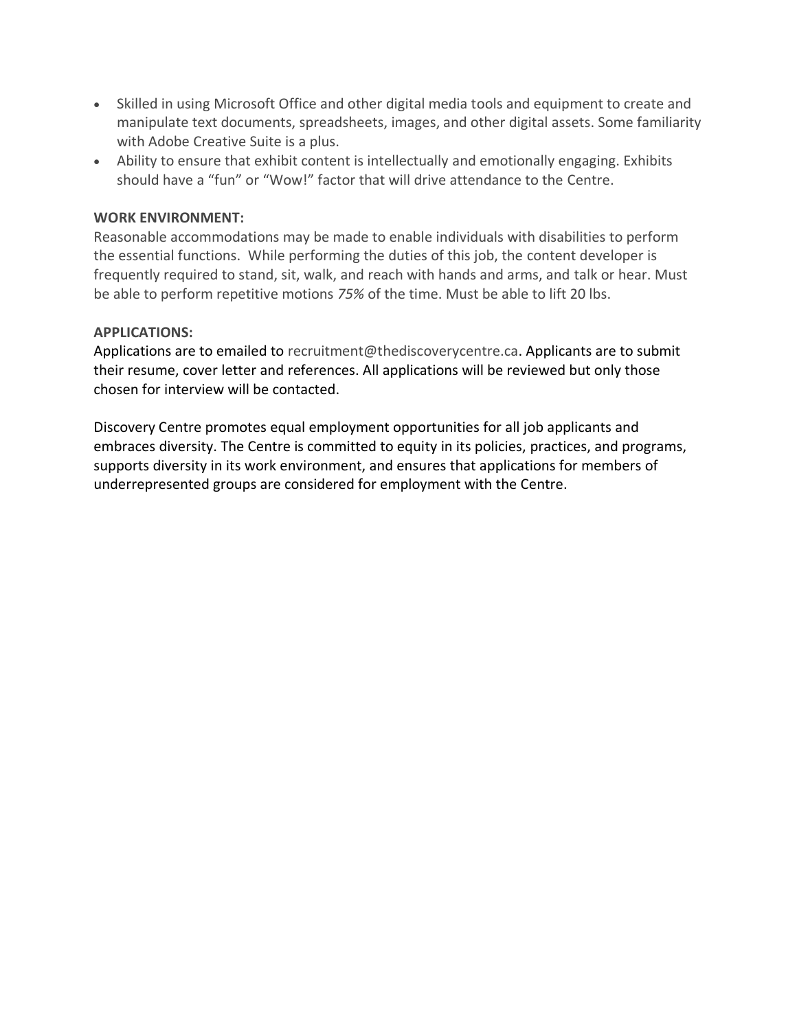- Skilled in using Microsoft Office and other digital media tools and equipment to create and manipulate text documents, spreadsheets, images, and other digital assets. Some familiarity with Adobe Creative Suite is a plus.
- Ability to ensure that exhibit content is intellectually and emotionally engaging. Exhibits should have a "fun" or "Wow!" factor that will drive attendance to the Centre.

**WORK ENVIRONMENT:**

Reasonable accommodations may be made to enable individuals with disabilities to perform the essential functions. While performing the duties of this job, the content developer is frequently required to stand, sit, walk, and reach with hands and arms, and talk or hear. Must be able to perform repetitive motions *75%* of the time. Must be able to lift 20 lbs.

**APPLICATIONS:**

Applications are to emailed to recruitment@thediscoverycentre.ca. Applicants are to submit their resume, cover letter and references. All applications will be reviewed but only those chosen for interview will be contacted.

Discovery Centre promotes equal employment opportunities for all job applicants and embraces diversity. The Centre is committed to equity in its policies, practices, and programs, supports diversity in its work environment, and ensures that applications for members of underrepresented groups are considered for employment with the Centre.